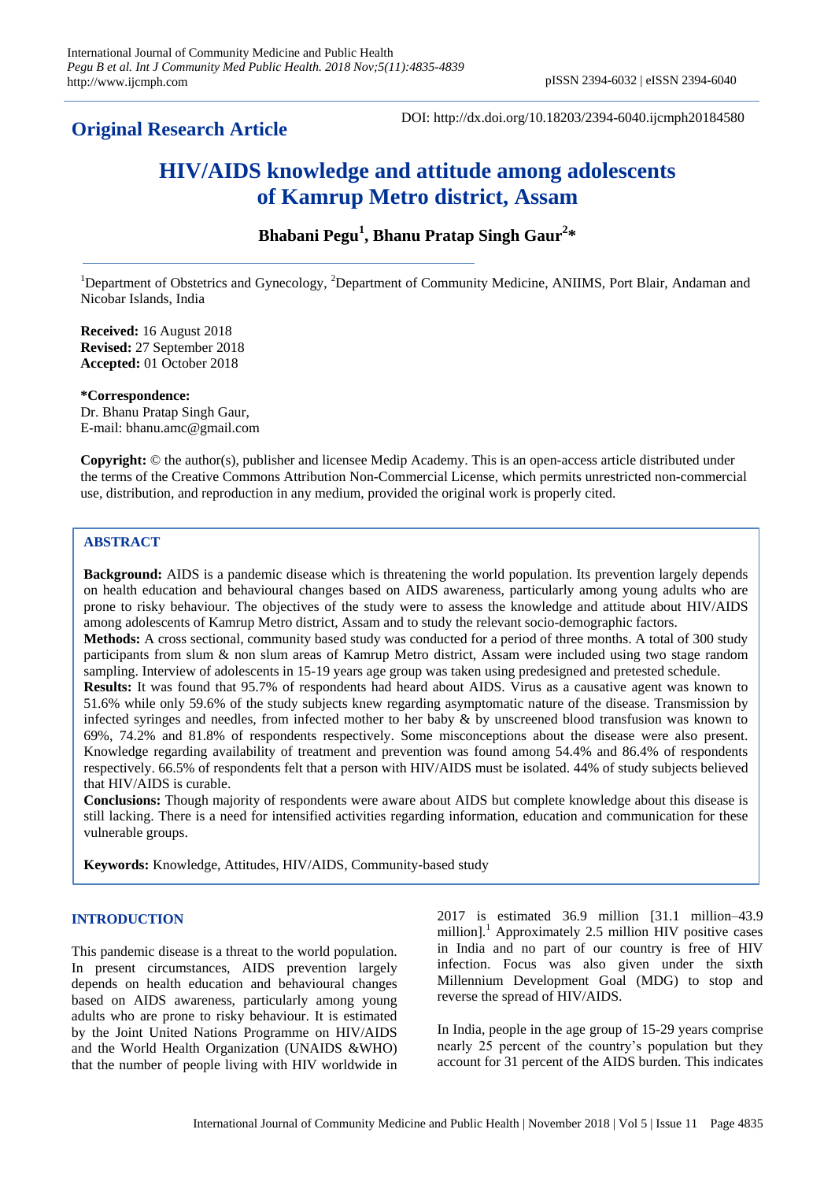**Original Research Article**

DOI: http://dx.doi.org/10.18203/2394-6040.ijcmph20184580

# HIV/AIDS knowledge and attitude among adolescents of Kamrup Metro district, Assam

**Bhabani Pegu[1], Bhanu Pratap Singh Gaur[2]***

[1]Department of Obstetrics and Gynecology, [2]Department of Community Medicine, ANIIMS, Port Blair, Andaman and Nicobar Islands, India

**Received:** 16 August 2018
**Revised:** 27 September 2018
**Accepted:** 01 October 2018

***Correspondence:**
Dr. Bhanu Pratap Singh Gaur,
E-mail: bhanu.amc@gmail.com

**Copyright:** © the author(s), publisher and licensee Medip Academy. This is an open-access article distributed under the terms of the Creative Commons Attribution Non-Commercial License, which permits unrestricted non-commercial use, distribution, and reproduction in any medium, provided the original work is properly cited.

## ABSTRACT

**Background:** AIDS is a pandemic disease which is threatening the world population. Its prevention largely depends on health education and behavioural changes based on AIDS awareness, particularly among young adults who are prone to risky behaviour. The objectives of the study were to assess the knowledge and attitude about HIV/AIDS among adolescents of Kamrup Metro district, Assam and to study the relevant socio-demographic factors.

**Methods:** A cross sectional, community based study was conducted for a period of three months. A total of 300 study participants from slum & non slum areas of Kamrup Metro district, Assam were included using two stage random sampling. Interview of adolescents in 15-19 years age group was taken using predesigned and pretested schedule.

**Results:** It was found that 95.7% of respondents had heard about AIDS. Virus as a causative agent was known to 51.6% while only 59.6% of the study subjects knew regarding asymptomatic nature of the disease. Transmission by infected syringes and needles, from infected mother to her baby & by unscreened blood transfusion was known to 69%, 74.2% and 81.8% of respondents respectively. Some misconceptions about the disease were also present. Knowledge regarding availability of treatment and prevention was found among 54.4% and 86.4% of respondents respectively. 66.5% of respondents felt that a person with HIV/AIDS must be isolated. 44% of study subjects believed that HIV/AIDS is curable.

**Conclusions:** Though majority of respondents were aware about AIDS but complete knowledge about this disease is still lacking. There is a need for intensified activities regarding information, education and communication for these vulnerable groups.

**Keywords:** Knowledge, Attitudes, HIV/AIDS, Community-based study

## INTRODUCTION

This pandemic disease is a threat to the world population. In present circumstances, AIDS prevention largely depends on health education and behavioural changes based on AIDS awareness, particularly among young adults who are prone to risky behaviour. It is estimated by the Joint United Nations Programme on HIV/AIDS and the World Health Organization (UNAIDS &WHO) that the number of people living with HIV worldwide in 2017 is estimated 36.9 million [31.1 million–43.9 million].[1] Approximately 2.5 million HIV positive cases in India and no part of our country is free of HIV infection. Focus was also given under the sixth Millennium Development Goal (MDG) to stop and reverse the spread of HIV/AIDS.

In India, people in the age group of 15-29 years comprise nearly 25 percent of the country's population but they account for 31 percent of the AIDS burden. This indicates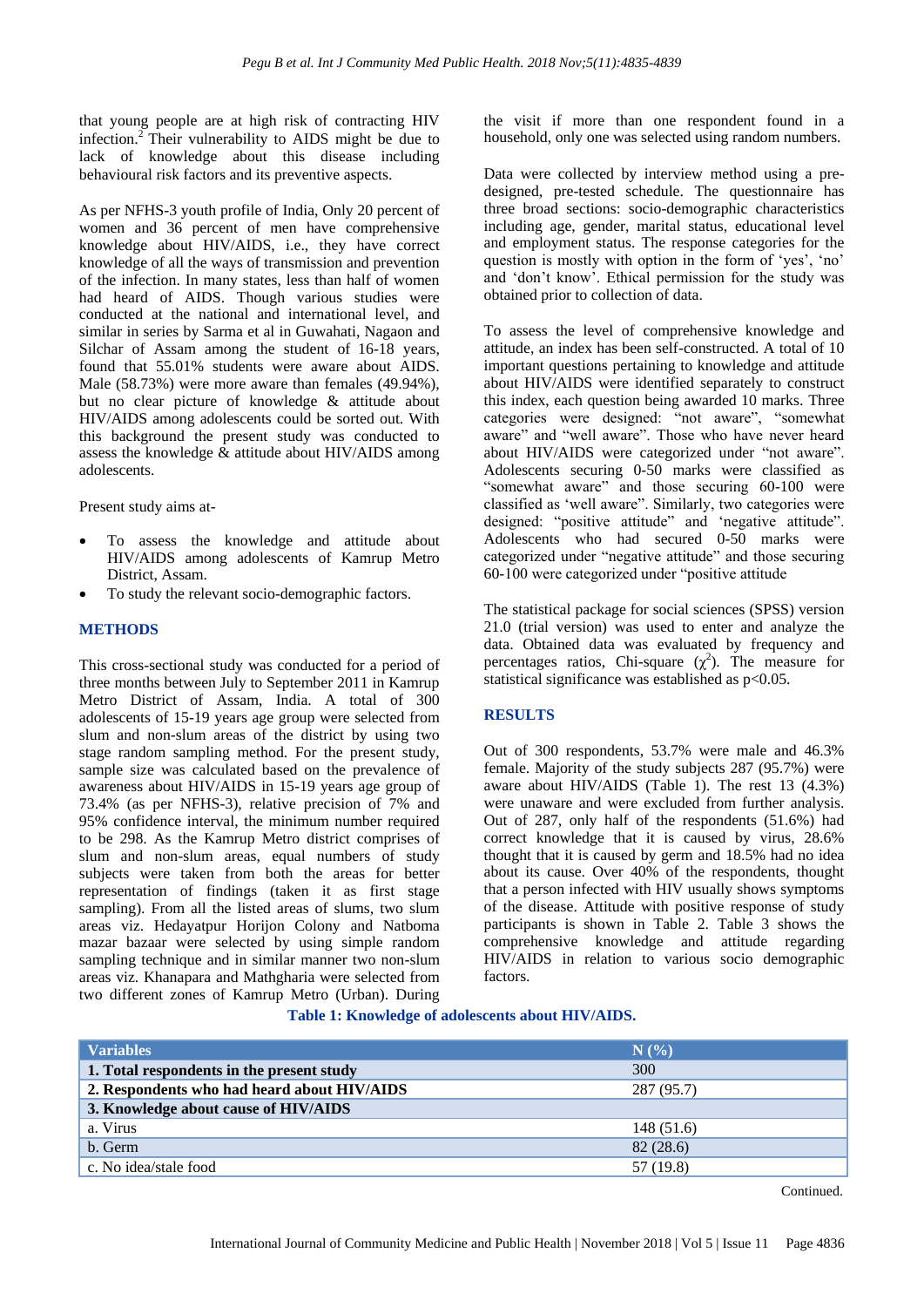that young people are at high risk of contracting HIV infection.[2] Their vulnerability to AIDS might be due to lack of knowledge about this disease including behavioural risk factors and its preventive aspects.

As per NFHS-3 youth profile of India, Only 20 percent of women and 36 percent of men have comprehensive knowledge about HIV/AIDS, i.e., they have correct knowledge of all the ways of transmission and prevention of the infection. In many states, less than half of women had heard of AIDS. Though various studies were conducted at the national and international level, and similar in series by Sarma et al in Guwahati, Nagaon and Silchar of Assam among the student of 16-18 years, found that 55.01% students were aware about AIDS. Male (58.73%) were more aware than females (49.94%), but no clear picture of knowledge & attitude about HIV/AIDS among adolescents could be sorted out. With this background the present study was conducted to assess the knowledge & attitude about HIV/AIDS among adolescents.

Present study aims at-

- To assess the knowledge and attitude about HIV/AIDS among adolescents of Kamrup Metro District, Assam.
- To study the relevant socio-demographic factors.

## METHODS

This cross-sectional study was conducted for a period of three months between July to September 2011 in Kamrup Metro District of Assam, India. A total of 300 adolescents of 15-19 years age group were selected from slum and non-slum areas of the district by using two stage random sampling method. For the present study, sample size was calculated based on the prevalence of awareness about HIV/AIDS in 15-19 years age group of 73.4% (as per NFHS-3), relative precision of 7% and 95% confidence interval, the minimum number required to be 298. As the Kamrup Metro district comprises of slum and non-slum areas, equal numbers of study subjects were taken from both the areas for better representation of findings (taken it as first stage sampling). From all the listed areas of slums, two slum areas viz. Hedayatpur Horijon Colony and Natboma mazar bazaar were selected by using simple random sampling technique and in similar manner two non-slum areas viz. Khanapara and Mathgharia were selected from two different zones of Kamrup Metro (Urban). During the visit if more than one respondent found in a household, only one was selected using random numbers.

Data were collected by interview method using a pre-designed, pre-tested schedule. The questionnaire has three broad sections: socio-demographic characteristics including age, gender, marital status, educational level and employment status. The response categories for the question is mostly with option in the form of 'yes', 'no' and 'don't know'. Ethical permission for the study was obtained prior to collection of data.

To assess the level of comprehensive knowledge and attitude, an index has been self-constructed. A total of 10 important questions pertaining to knowledge and attitude about HIV/AIDS were identified separately to construct this index, each question being awarded 10 marks. Three categories were designed: "not aware", "somewhat aware" and "well aware". Those who have never heard about HIV/AIDS were categorized under "not aware". Adolescents securing 0-50 marks were classified as "somewhat aware" and those securing 60-100 were classified as 'well aware". Similarly, two categories were designed: "positive attitude" and "negative attitude". Adolescents who had secured 0-50 marks were categorized under "negative attitude" and those securing 60-100 were categorized under "positive attitude

The statistical package for social sciences (SPSS) version 21.0 (trial version) was used to enter and analyze the data. Obtained data was evaluated by frequency and percentages ratios, Chi-square ($\chi^2$). The measure for statistical significance was established as $p<0.05$.

## RESULTS

Out of 300 respondents, 53.7% were male and 46.3% female. Majority of the study subjects 287 (95.7%) were aware about HIV/AIDS (Table 1). The rest 13 (4.3%) were unaware and were excluded from further analysis. Out of 287, only half of the respondents (51.6%) had correct knowledge that it is caused by virus, 28.6% thought that it is caused by germ and 18.5% had no idea about its cause. Over 40% of the respondents, thought that a person infected with HIV usually shows symptoms of the disease. Attitude with positive response of study participants is shown in Table 2. Table 3 shows the comprehensive knowledge and attitude regarding HIV/AIDS in relation to various socio demographic factors.

**Table 1: Knowledge of adolescents about HIV/AIDS.**

| Variables | N (%) |
|---|---|
| **1. Total respondents in the present study** | 300 |
| **2. Respondents who had heard about HIV/AIDS** | 287 (95.7) |
| **3. Knowledge about cause of HIV/AIDS** | |
| a. Virus | 148 (51.6) |
| b. Germ | 82 (28.6) |
| c. No idea/stale food | 57 (19.8) |

Continued.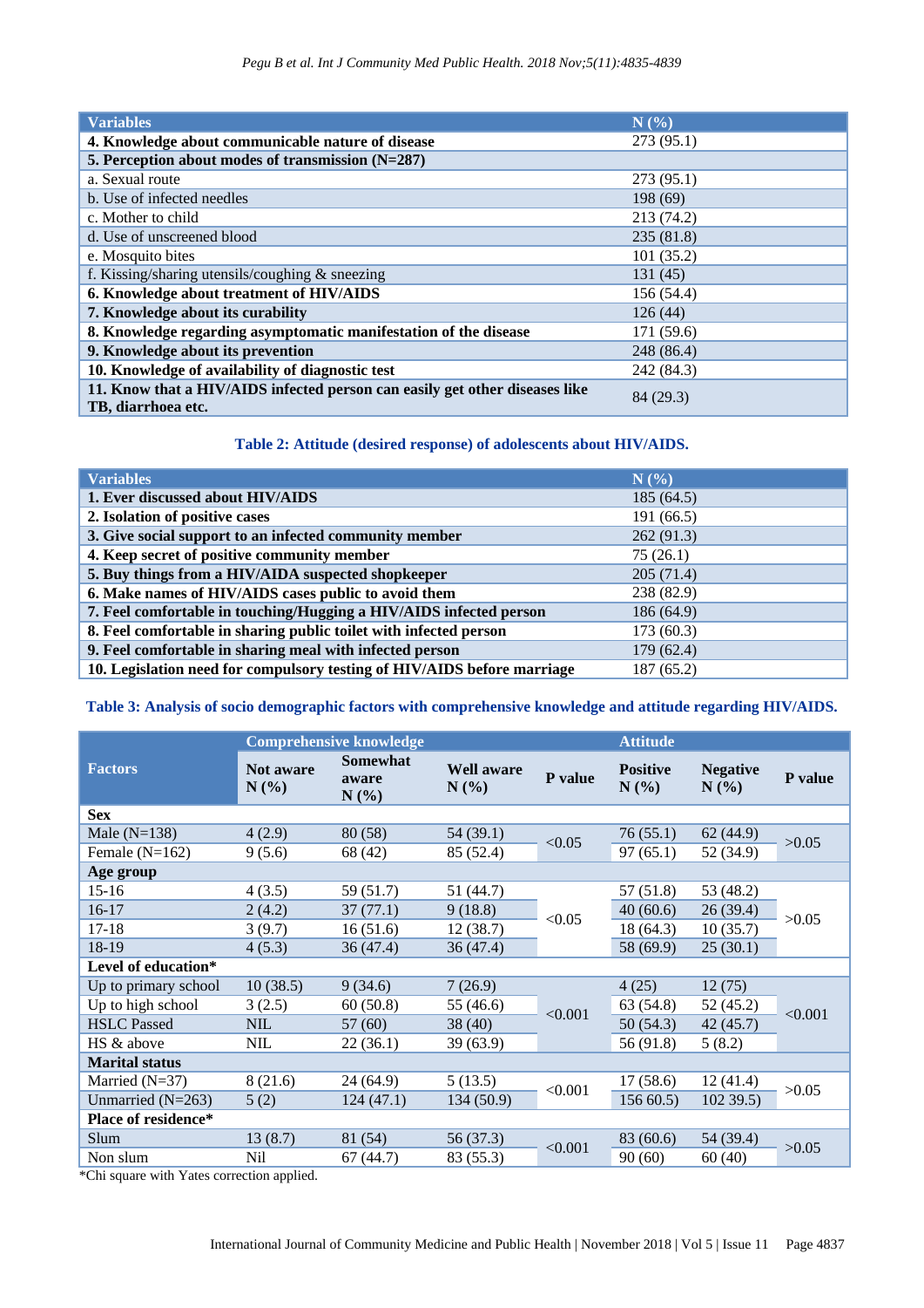| Variables | N (%) |
|---|---|
| **4. Knowledge about communicable nature of disease** | 273 (95.1) |
| **5. Perception about modes of transmission (N=287)** | |
| a. Sexual route | 273 (95.1) |
| b. Use of infected needles | 198 (69) |
| c. Mother to child | 213 (74.2) |
| d. Use of unscreened blood | 235 (81.8) |
| e. Mosquito bites | 101 (35.2) |
| f. Kissing/sharing utensils/coughing & sneezing | 131 (45) |
| **6. Knowledge about treatment of HIV/AIDS** | 156 (54.4) |
| **7. Knowledge about its curability** | 126 (44) |
| **8. Knowledge regarding asymptomatic manifestation of the disease** | 171 (59.6) |
| **9. Knowledge about its prevention** | 248 (86.4) |
| **10. Knowledge of availability of diagnostic test** | 242 (84.3) |
| **11. Know that a HIV/AIDS infected person can easily get other diseases like TB, diarrhoea etc.** | 84 (29.3) |

**Table 2: Attitude (desired response) of adolescents about HIV/AIDS.**

| Variables | N (%) |
|---|---|
| **1. Ever discussed about HIV/AIDS** | 185 (64.5) |
| **2. Isolation of positive cases** | 191 (66.5) |
| **3. Give social support to an infected community member** | 262 (91.3) |
| **4. Keep secret of positive community member** | 75 (26.1) |
| **5. Buy things from a HIV/AIDA suspected shopkeeper** | 205 (71.4) |
| **6. Make names of HIV/AIDS cases public to avoid them** | 238 (82.9) |
| **7. Feel comfortable in touching/Hugging a HIV/AIDS infected person** | 186 (64.9) |
| **8. Feel comfortable in sharing public toilet with infected person** | 173 (60.3) |
| **9. Feel comfortable in sharing meal with infected person** | 179 (62.4) |
| **10. Legislation need for compulsory testing of HIV/AIDS before marriage** | 187 (65.2) |

**Table 3: Analysis of socio demographic factors with comprehensive knowledge and attitude regarding HIV/AIDS.**

| Factors | Comprehensive knowledge | | | | Attitude | | |
|---|---|---|---|---|---|---|---|
| | Not aware N (%) | Somewhat aware N (%) | Well aware N (%) | P value | Positive N (%) | Negative N (%) | P value |
| **Sex** | | | | | | | |
| Male (N=138) | 4 (2.9) | 80 (58) | 54 (39.1) | <0.05 | 76 (55.1) | 62 (44.9) | >0.05 |
| Female (N=162) | 9 (5.6) | 68 (42) | 85 (52.4) | | 97 (65.1) | 52 (34.9) | |
| **Age group** | | | | | | | |
| 15-16 | 4 (3.5) | 59 (51.7) | 51 (44.7) | <0.05 | 57 (51.8) | 53 (48.2) | >0.05 |
| 16-17 | 2 (4.2) | 37 (77.1) | 9 (18.8) | | 40 (60.6) | 26 (39.4) | |
| 17-18 | 3 (9.7) | 16 (51.6) | 12 (38.7) | | 18 (64.3) | 10 (35.7) | |
| 18-19 | 4 (5.3) | 36 (47.4) | 36 (47.4) | | 58 (69.9) | 25 (30.1) | |
| **Level of education*** | | | | | | | |
| Up to primary school | 10 (38.5) | 9 (34.6) | 7 (26.9) | <0.001 | 4 (25) | 12 (75) | <0.001 |
| Up to high school | 3 (2.5) | 60 (50.8) | 55 (46.6) | | 63 (54.8) | 52 (45.2) | |
| HSLC Passed | NIL | 57 (60) | 38 (40) | | 50 (54.3) | 42 (45.7) | |
| HS & above | NIL | 22 (36.1) | 39 (63.9) | | 56 (91.8) | 5 (8.2) | |
| **Marital status** | | | | | | | |
| Married (N=37) | 8 (21.6) | 24 (64.9) | 5 (13.5) | <0.001 | 17 (58.6) | 12 (41.4) | >0.05 |
| Unmarried (N=263) | 5 (2) | 124 (47.1) | 134 (50.9) | | 156 60.5) | 102 39.5) | |
| **Place of residence*** | | | | | | | |
| Slum | 13 (8.7) | 81 (54) | 56 (37.3) | <0.001 | 83 (60.6) | 54 (39.4) | >0.05 |
| Non slum | Nil | 67 (44.7) | 83 (55.3) | | 90 (60) | 60 (40) | |

*Chi square with Yates correction applied.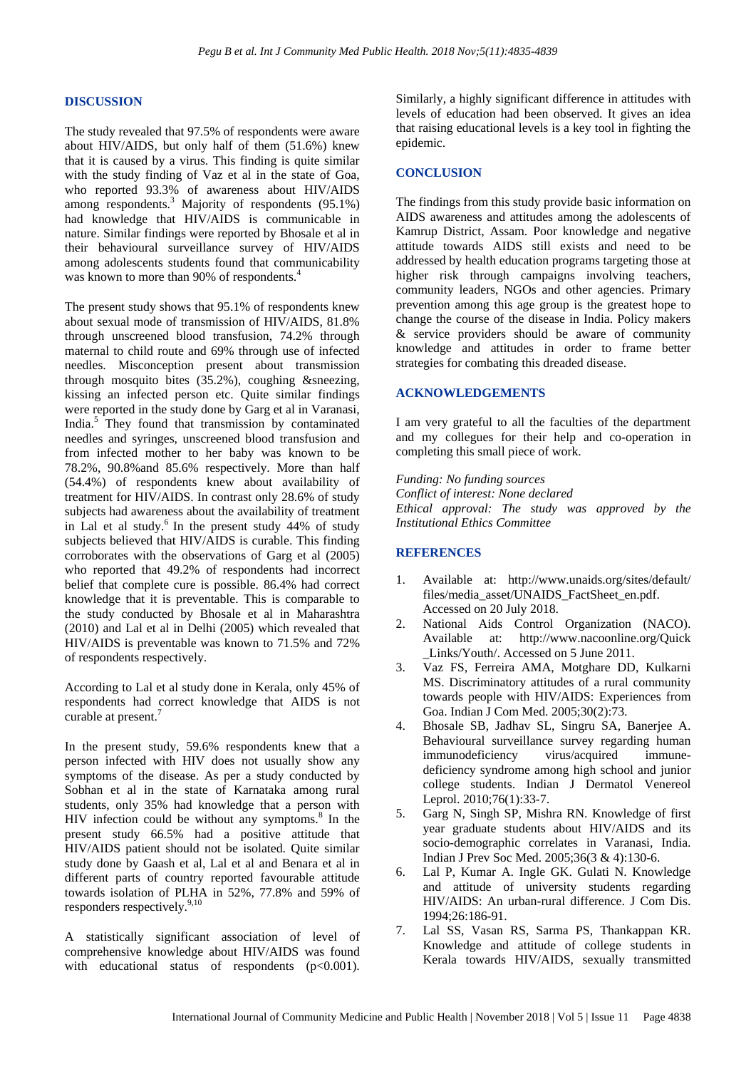## DISCUSSION

The study revealed that 97.5% of respondents were aware about HIV/AIDS, but only half of them (51.6%) knew that it is caused by a virus. This finding is quite similar with the study finding of Vaz et al in the state of Goa, who reported 93.3% of awareness about HIV/AIDS among respondents.[3] Majority of respondents (95.1%) had knowledge that HIV/AIDS is communicable in nature. Similar findings were reported by Bhosale et al in their behavioural surveillance survey of HIV/AIDS among adolescents students found that communicability was known to more than 90% of respondents.[4]

The present study shows that 95.1% of respondents knew about sexual mode of transmission of HIV/AIDS, 81.8% through unscreened blood transfusion, 74.2% through maternal to child route and 69% through use of infected needles. Misconception present about transmission through mosquito bites (35.2%), coughing &sneezing, kissing an infected person etc. Quite similar findings were reported in the study done by Garg et al in Varanasi, India.[5] They found that transmission by contaminated needles and syringes, unscreened blood transfusion and from infected mother to her baby was known to be 78.2%, 90.8%and 85.6% respectively. More than half (54.4%) of respondents knew about availability of treatment for HIV/AIDS. In contrast only 28.6% of study subjects had awareness about the availability of treatment in Lal et al study.[6] In the present study 44% of study subjects believed that HIV/AIDS is curable. This finding corroborates with the observations of Garg et al (2005) who reported that 49.2% of respondents had incorrect belief that complete cure is possible. 86.4% had correct knowledge that it is preventable. This is comparable to the study conducted by Bhosale et al in Maharashtra (2010) and Lal et al in Delhi (2005) which revealed that HIV/AIDS is preventable was known to 71.5% and 72% of respondents respectively.

According to Lal et al study done in Kerala, only 45% of respondents had correct knowledge that AIDS is not curable at present.[7]

In the present study, 59.6% respondents knew that a person infected with HIV does not usually show any symptoms of the disease. As per a study conducted by Sobhan et al in the state of Karnataka among rural students, only 35% had knowledge that a person with HIV infection could be without any symptoms.[8] In the present study 66.5% had a positive attitude that HIV/AIDS patient should not be isolated. Quite similar study done by Gaash et al, Lal et al and Benara et al in different parts of country reported favourable attitude towards isolation of PLHA in 52%, 77.8% and 59% of responders respectively.[9,10]

A statistically significant association of level of comprehensive knowledge about HIV/AIDS was found with educational status of respondents ($p<0.001$). Similarly, a highly significant difference in attitudes with levels of education had been observed. It gives an idea that raising educational levels is a key tool in fighting the epidemic.

## CONCLUSION

The findings from this study provide basic information on AIDS awareness and attitudes among the adolescents of Kamrup District, Assam. Poor knowledge and negative attitude towards AIDS still exists and need to be addressed by health education programs targeting those at higher risk through campaigns involving teachers, community leaders, NGOs and other agencies. Primary prevention among this age group is the greatest hope to change the course of the disease in India. Policy makers & service providers should be aware of community knowledge and attitudes in order to frame better strategies for combating this dreaded disease.

## ACKNOWLEDGEMENTS

I am very grateful to all the faculties of the department and my collegues for their help and co-operation in completing this small piece of work.

*Funding: No funding sources*
*Conflict of interest: None declared*
*Ethical approval: The study was approved by the Institutional Ethics Committee*

## REFERENCES

1. Available at: http://www.unaids.org/sites/default/files/media_asset/UNAIDS_FactSheet_en.pdf. Accessed on 20 July 2018.
2. National Aids Control Organization (NACO). Available at: http://www.nacoonline.org/Quick_Links/Youth/. Accessed on 5 June 2011.
3. Vaz FS, Ferreira AMA, Motghare DD, Kulkarni MS. Discriminatory attitudes of a rural community towards people with HIV/AIDS: Experiences from Goa. Indian J Com Med. 2005;30(2):73.
4. Bhosale SB, Jadhav SL, Singru SA, Banerjee A. Behavioural surveillance survey regarding human immunodeficiency virus/acquired immune-deficiency syndrome among high school and junior college students. Indian J Dermatol Venereol Leprol. 2010;76(1):33-7.
5. Garg N, Singh SP, Mishra RN. Knowledge of first year graduate students about HIV/AIDS and its socio-demographic correlates in Varanasi, India. Indian J Prev Soc Med. 2005;36(3 & 4):130-6.
6. Lal P, Kumar A. Ingle GK. Gulati N. Knowledge and attitude of university students regarding HIV/AIDS: An urban-rural difference. J Com Dis. 1994;26:186-91.
7. Lal SS, Vasan RS, Sarma PS, Thankappan KR. Knowledge and attitude of college students in Kerala towards HIV/AIDS, sexually transmitted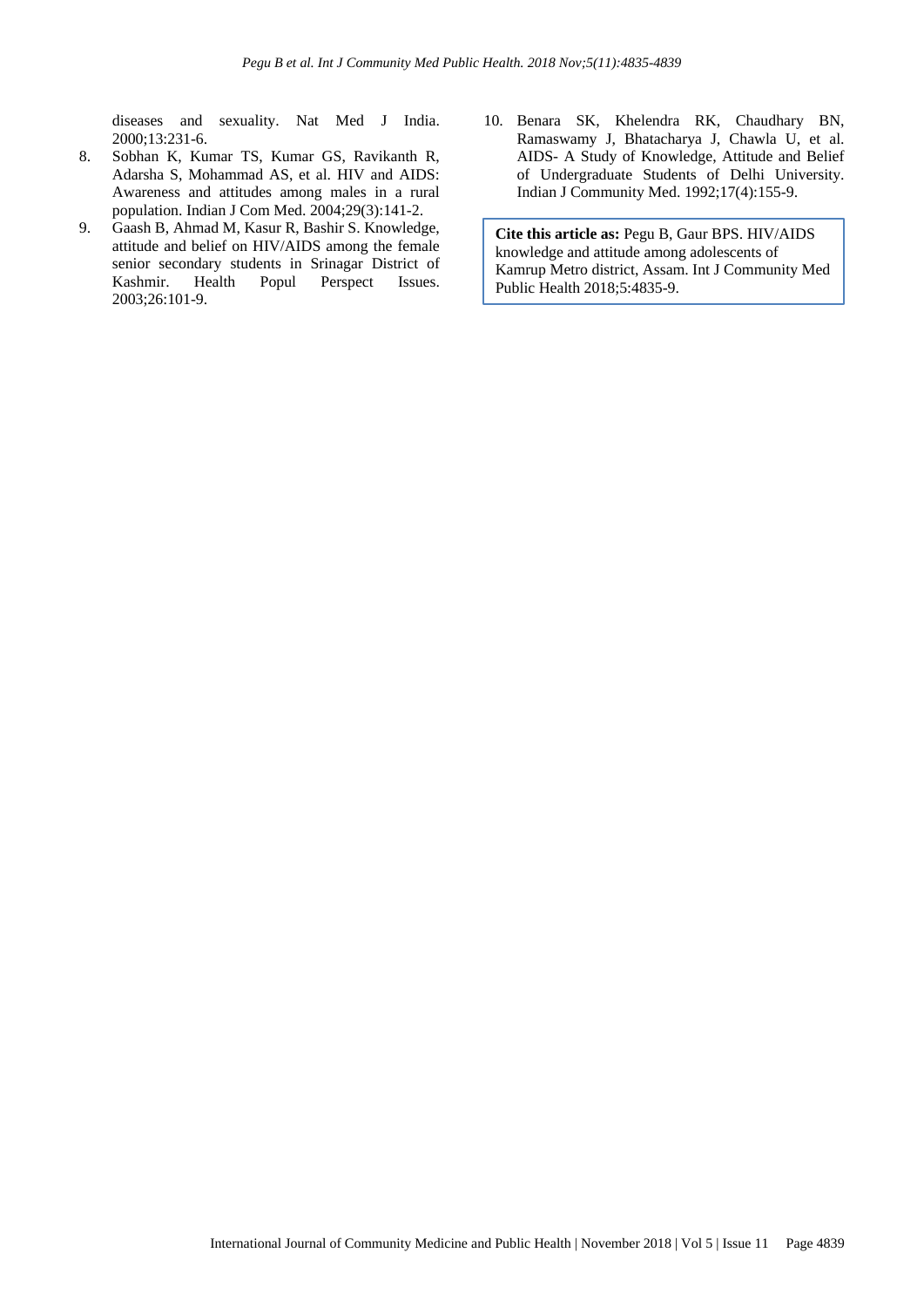diseases and sexuality. Nat Med J India. 2000;13:231-6.

8. Sobhan K, Kumar TS, Kumar GS, Ravikanth R, Adarsha S, Mohammad AS, et al. HIV and AIDS: Awareness and attitudes among males in a rural population. Indian J Com Med. 2004;29(3):141-2.
9. Gaash B, Ahmad M, Kasur R, Bashir S. Knowledge, attitude and belief on HIV/AIDS among the female senior secondary students in Srinagar District of Kashmir. Health Popul Perspect Issues. 2003;26:101-9.
10. Benara SK, Khelendra RK, Chaudhary BN, Ramaswamy J, Bhatacharya J, Chawla U, et al. AIDS- A Study of Knowledge, Attitude and Belief of Undergraduate Students of Delhi University. Indian J Community Med. 1992;17(4):155-9.

**Cite this article as:** Pegu B, Gaur BPS. HIV/AIDS knowledge and attitude among adolescents of Kamrup Metro district, Assam. Int J Community Med Public Health 2018;5:4835-9.